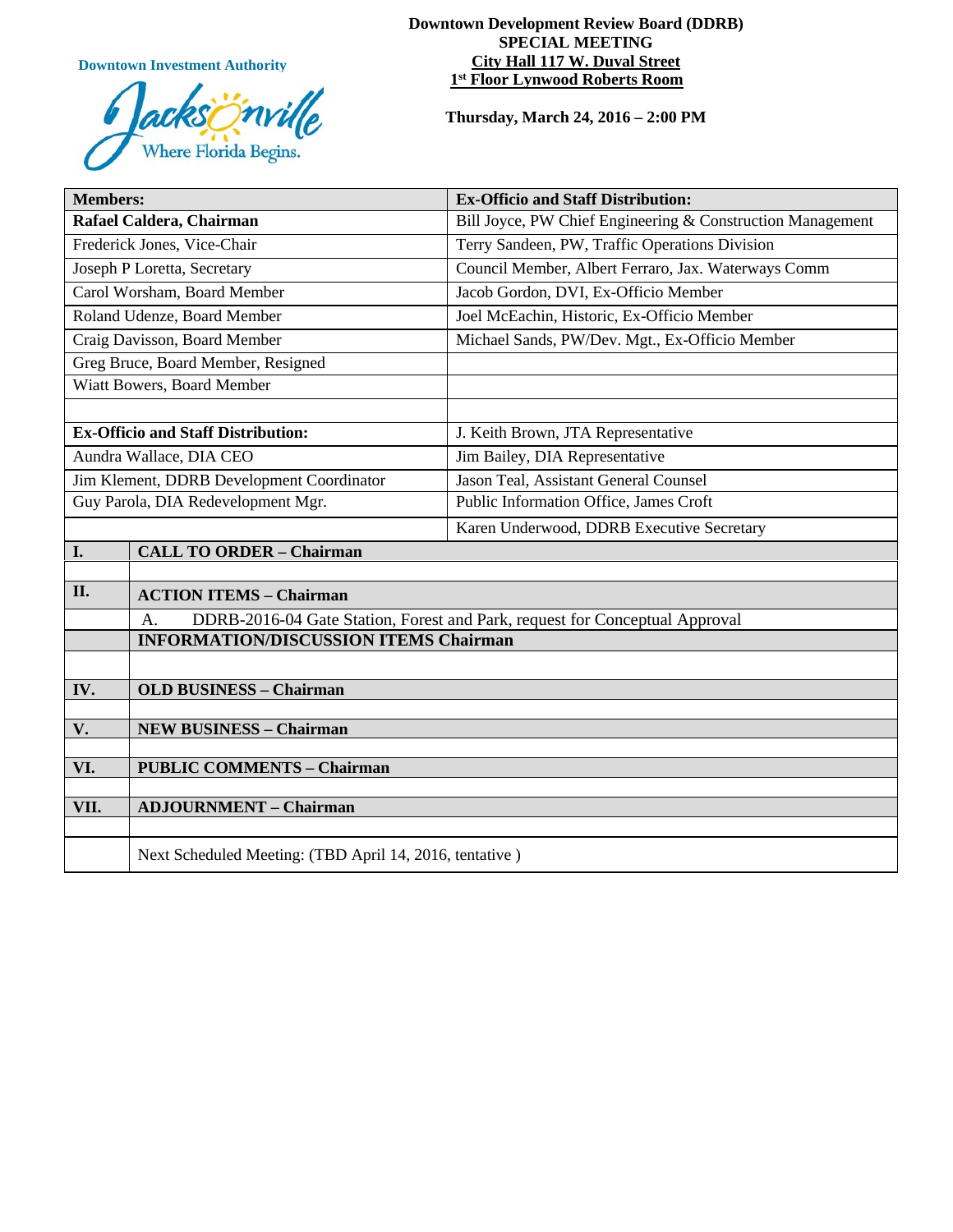Downtown Investment Authority

Jacksonville Where Florida Begins.

**Downtown Development Review Board (DDRB)**
**SPECIAL MEETING**
**City Hall 117 W. Duval Street**
**1st Floor Lynwood Roberts Room**

**Thursday, March 24, 2016 – 2:00 PM**

| **Members:** | **Ex-Officio and Staff Distribution:** |
|---|---|
| **Rafael Caldera, Chairman** | Bill Joyce, PW Chief Engineering & Construction Management |
| Frederick Jones, Vice-Chair | Terry Sandeen, PW, Traffic Operations Division |
| Joseph P Loretta, Secretary | Council Member, Albert Ferraro, Jax. Waterways Comm |
| Carol Worsham, Board Member | Jacob Gordon, DVI, Ex-Officio Member |
| Roland Udenze, Board Member | Joel McEachin, Historic, Ex-Officio Member |
| Craig Davisson, Board Member | Michael Sands, PW/Dev. Mgt., Ex-Officio Member |
| Greg Bruce, Board Member, Resigned | |
| Wiatt Bowers, Board Member | |
| | |
| **Ex-Officio and Staff Distribution:** | J. Keith Brown, JTA Representative |
| Aundra Wallace, DIA CEO | Jim Bailey, DIA Representative |
| Jim Klement, DDRB Development Coordinator | Jason Teal, Assistant General Counsel |
| Guy Parola, DIA Redevelopment Mgr. | Public Information Office, James Croft |
| | Karen Underwood, DDRB Executive Secretary |

| | |
|---|---|
| **I.** | **CALL TO ORDER – Chairman** |
| | |
| **II.** | **ACTION ITEMS – Chairman** |
| | A. DDRB-2016-04 Gate Station, Forest and Park, request for Conceptual Approval |
| | **INFORMATION/DISCUSSION ITEMS Chairman** |
| | |
| **IV.** | **OLD BUSINESS – Chairman** |
| | |
| **V.** | **NEW BUSINESS – Chairman** |
| | |
| **VI.** | **PUBLIC COMMENTS – Chairman** |
| | |
| **VII.** | **ADJOURNMENT – Chairman** |
| | |
| | Next Scheduled Meeting: (TBD April 14, 2016, tentative ) |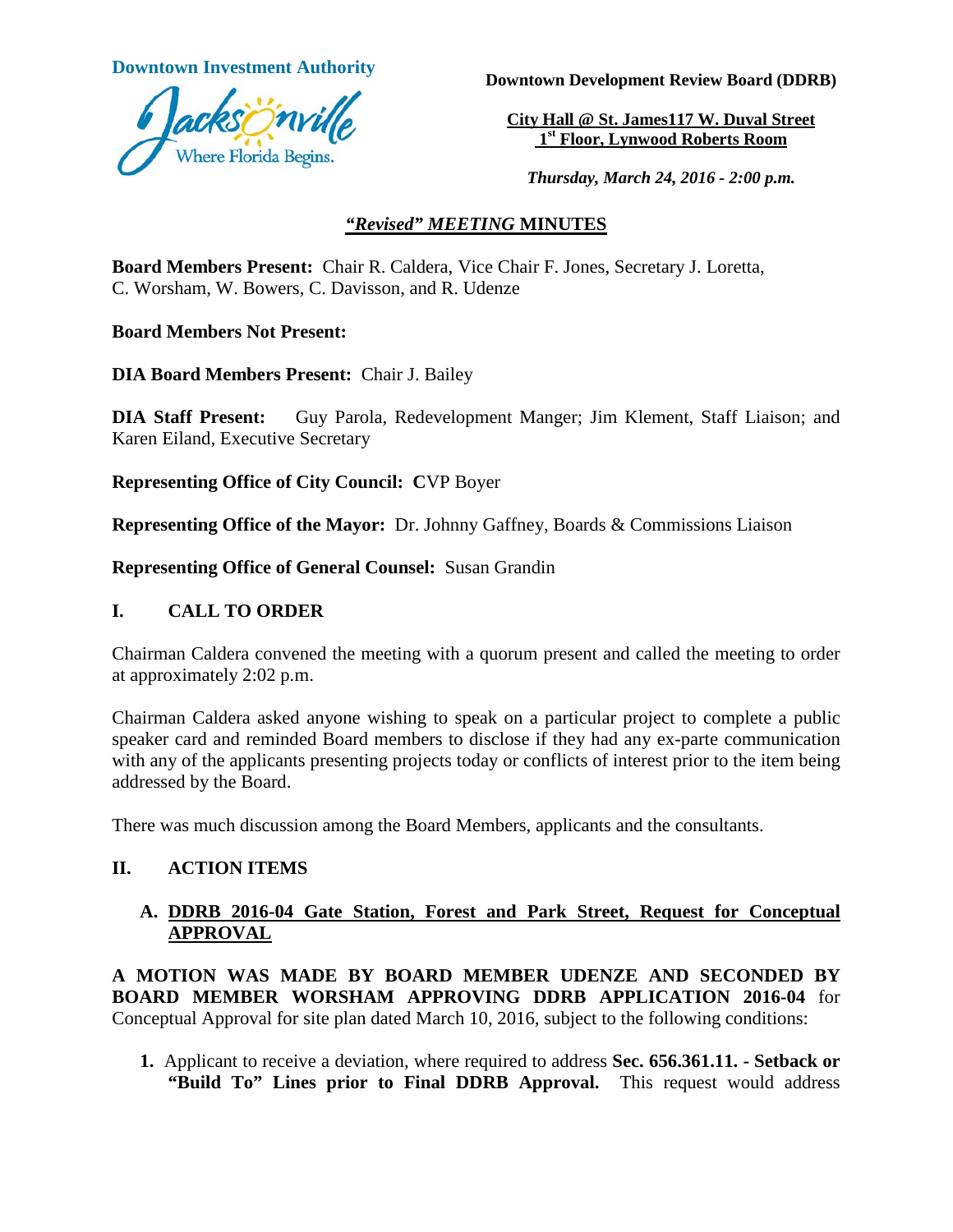**Downtown Investment Authority**

**Downtown Development Review Board (DDRB)**

**City Hall @ St. James117 W. Duval Street**
**1st Floor, Lynwood Roberts Room**

***Thursday, March 24, 2016 - 2:00 p.m.***

## *"Revised" MEETING* MINUTES

**Board Members Present:** Chair R. Caldera, Vice Chair F. Jones, Secretary J. Loretta, C. Worsham, W. Bowers, C. Davisson, and R. Udenze

**Board Members Not Present:**

**DIA Board Members Present:** Chair J. Bailey

**DIA Staff Present:** Guy Parola, Redevelopment Manger; Jim Klement, Staff Liaison; and Karen Eiland, Executive Secretary

**Representing Office of City Council: C**VP Boyer

**Representing Office of the Mayor:** Dr. Johnny Gaffney, Boards & Commissions Liaison

**Representing Office of General Counsel:** Susan Grandin

## I. CALL TO ORDER

Chairman Caldera convened the meeting with a quorum present and called the meeting to order at approximately 2:02 p.m.

Chairman Caldera asked anyone wishing to speak on a particular project to complete a public speaker card and reminded Board members to disclose if they had any ex-parte communication with any of the applicants presenting projects today or conflicts of interest prior to the item being addressed by the Board.

There was much discussion among the Board Members, applicants and the consultants.

## II. ACTION ITEMS

### A. DDRB 2016-04 Gate Station, Forest and Park Street, Request for Conceptual APPROVAL

**A MOTION WAS MADE BY BOARD MEMBER UDENZE AND SECONDED BY BOARD MEMBER WORSHAM APPROVING DDRB APPLICATION 2016-04** for Conceptual Approval for site plan dated March 10, 2016, subject to the following conditions:

1. Applicant to receive a deviation, where required to address **Sec. 656.361.11. - Setback or "Build To" Lines prior to Final DDRB Approval.** This request would address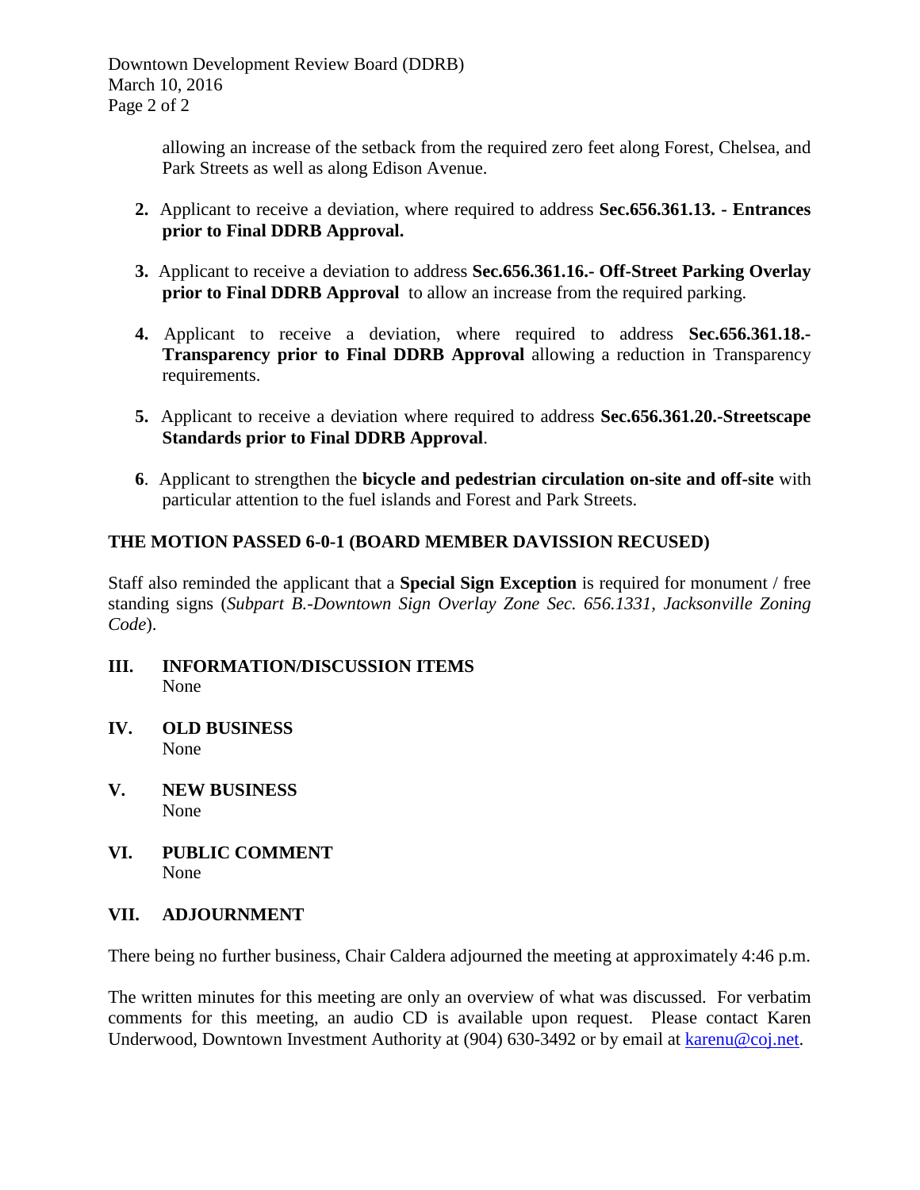allowing an increase of the setback from the required zero feet along Forest, Chelsea, and Park Streets as well as along Edison Avenue.

2. Applicant to receive a deviation, where required to address **Sec.656.361.13. - Entrances prior to Final DDRB Approval.**

3. Applicant to receive a deviation to address **Sec.656.361.16.- Off-Street Parking Overlay prior to Final DDRB Approval** to allow an increase from the required parking.

4. Applicant to receive a deviation, where required to address **Sec.656.361.18.- Transparency prior to Final DDRB Approval** allowing a reduction in Transparency requirements.

5. Applicant to receive a deviation where required to address **Sec.656.361.20.-Streetscape Standards prior to Final DDRB Approval**.

6. Applicant to strengthen the **bicycle and pedestrian circulation on-site and off-site** with particular attention to the fuel islands and Forest and Park Streets.

**THE MOTION PASSED 6-0-1 (BOARD MEMBER DAVISSION RECUSED)**

Staff also reminded the applicant that a **Special Sign Exception** is required for monument / free standing signs (*Subpart B.-Downtown Sign Overlay Zone Sec. 656.1331, Jacksonville Zoning Code*).

## III. INFORMATION/DISCUSSION ITEMS

None

## IV. OLD BUSINESS

None

## V. NEW BUSINESS

None

## VI. PUBLIC COMMENT

None

## VII. ADJOURNMENT

There being no further business, Chair Caldera adjourned the meeting at approximately 4:46 p.m.

The written minutes for this meeting are only an overview of what was discussed. For verbatim comments for this meeting, an audio CD is available upon request. Please contact Karen Underwood, Downtown Investment Authority at (904) 630-3492 or by email at karenu@coj.net.